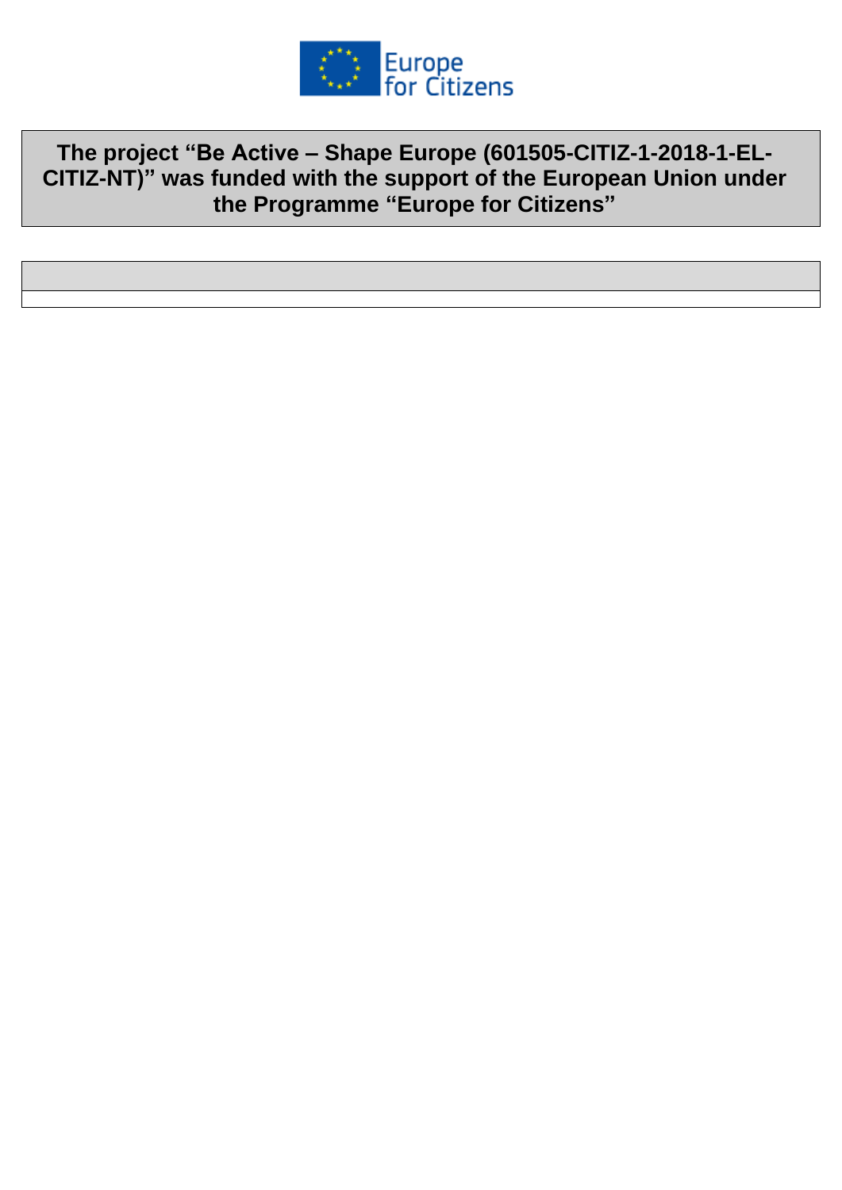Europe for Citizens

**The project "Be Active – Shape Europe (601505-CITIZ-1-2018-1-EL-CITIZ-NT)" was funded with the support of the European Union under the Programme "Europe for Citizens"**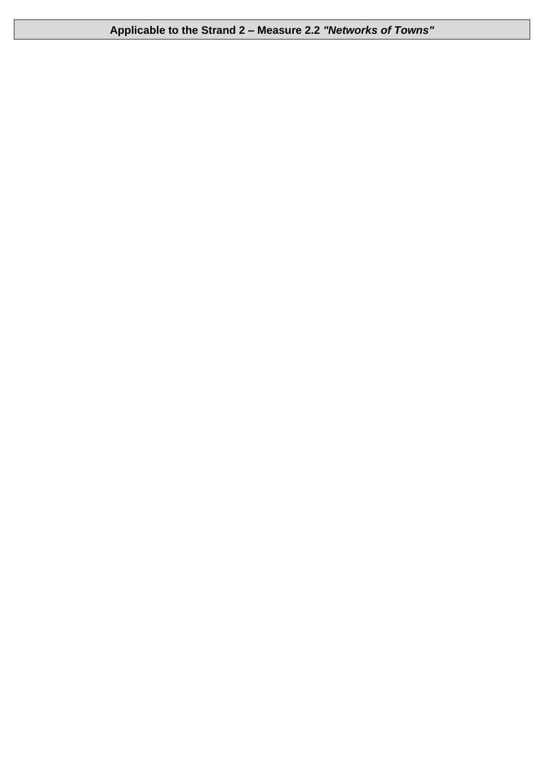**Applicable to the Strand 2 – Measure 2.2 *"Networks of Towns"***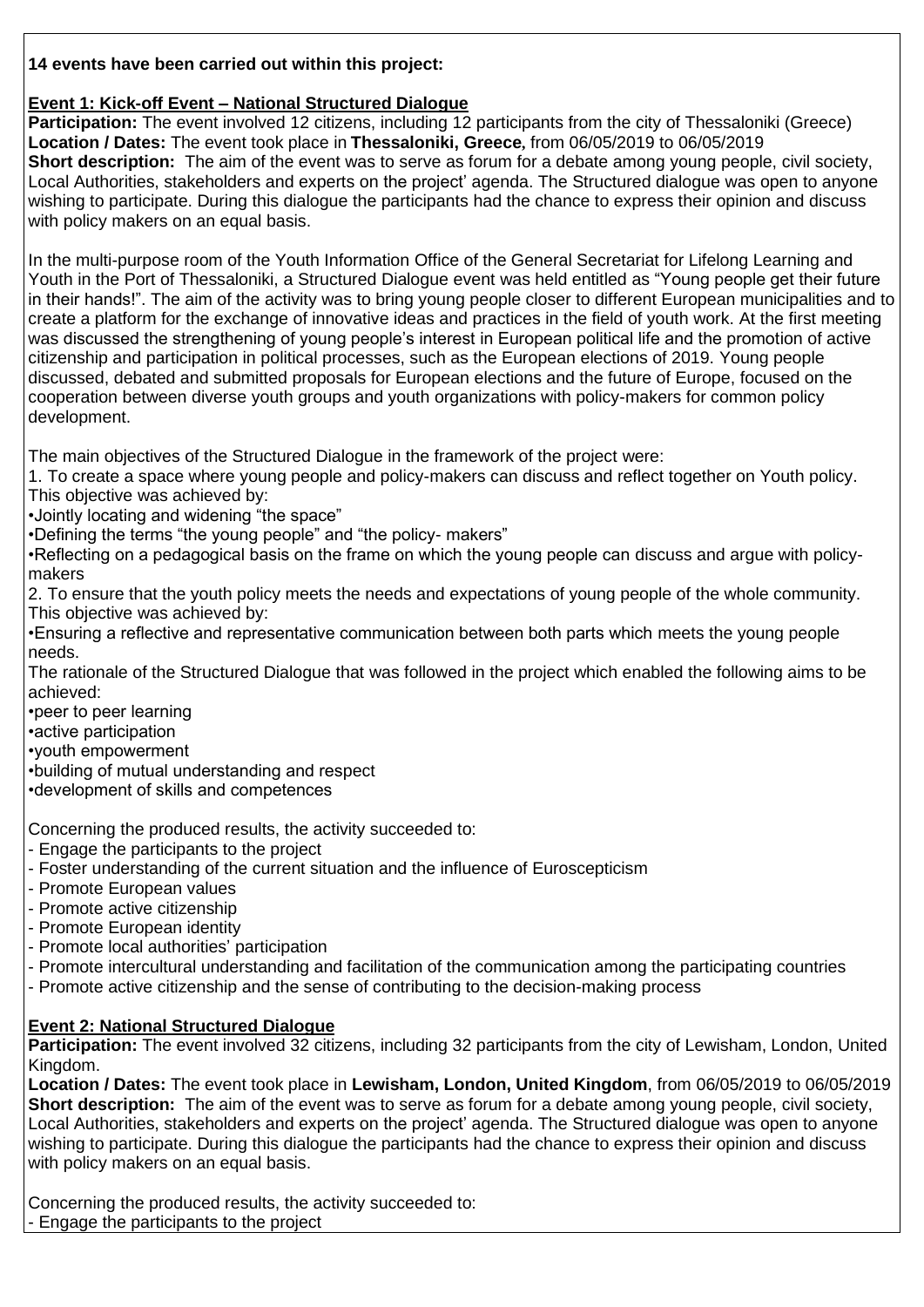**14 events have been carried out within this project:**

**Event 1: Kick-off Event – National Structured Dialogue**

**Participation:** The event involved 12 citizens, including 12 participants from the city of Thessaloniki (Greece)
**Location / Dates:** The event took place in **Thessaloniki, Greece,** from 06/05/2019 to 06/05/2019
**Short description:** The aim of the event was to serve as forum for a debate among young people, civil society, Local Authorities, stakeholders and experts on the project' agenda. The Structured dialogue was open to anyone wishing to participate. During this dialogue the participants had the chance to express their opinion and discuss with policy makers on an equal basis.

In the multi-purpose room of the Youth Information Office of the General Secretariat for Lifelong Learning and Youth in the Port of Thessaloniki, a Structured Dialogue event was held entitled as "Young people get their future in their hands!". The aim of the activity was to bring young people closer to different European municipalities and to create a platform for the exchange of innovative ideas and practices in the field of youth work. At the first meeting was discussed the strengthening of young people's interest in European political life and the promotion of active citizenship and participation in political processes, such as the European elections of 2019. Young people discussed, debated and submitted proposals for European elections and the future of Europe, focused on the cooperation between diverse youth groups and youth organizations with policy-makers for common policy development.

The main objectives of the Structured Dialogue in the framework of the project were:

1. To create a space where young people and policy-makers can discuss and reflect together on Youth policy. This objective was achieved by:
•Jointly locating and widening "the space"
•Defining the terms "the young people" and "the policy- makers"
•Reflecting on a pedagogical basis on the frame on which the young people can discuss and argue with policy-makers
2. To ensure that the youth policy meets the needs and expectations of young people of the whole community. This objective was achieved by:
•Ensuring a reflective and representative communication between both parts which meets the young people needs.

The rationale of the Structured Dialogue that was followed in the project which enabled the following aims to be achieved:

•peer to peer learning
•active participation
•youth empowerment
•building of mutual understanding and respect
•development of skills and competences

Concerning the produced results, the activity succeeded to:

- Engage the participants to the project
- Foster understanding of the current situation and the influence of Euroscepticism
- Promote European values
- Promote active citizenship
- Promote European identity
- Promote local authorities' participation
- Promote intercultural understanding and facilitation of the communication among the participating countries
- Promote active citizenship and the sense of contributing to the decision-making process

**Event 2: National Structured Dialogue**

**Participation:** The event involved 32 citizens, including 32 participants from the city of Lewisham, London, United Kingdom.
**Location / Dates:** The event took place in **Lewisham, London, United Kingdom**, from 06/05/2019 to 06/05/2019
**Short description:** The aim of the event was to serve as forum for a debate among young people, civil society, Local Authorities, stakeholders and experts on the project' agenda. The Structured dialogue was open to anyone wishing to participate. During this dialogue the participants had the chance to express their opinion and discuss with policy makers on an equal basis.

Concerning the produced results, the activity succeeded to:

- Engage the participants to the project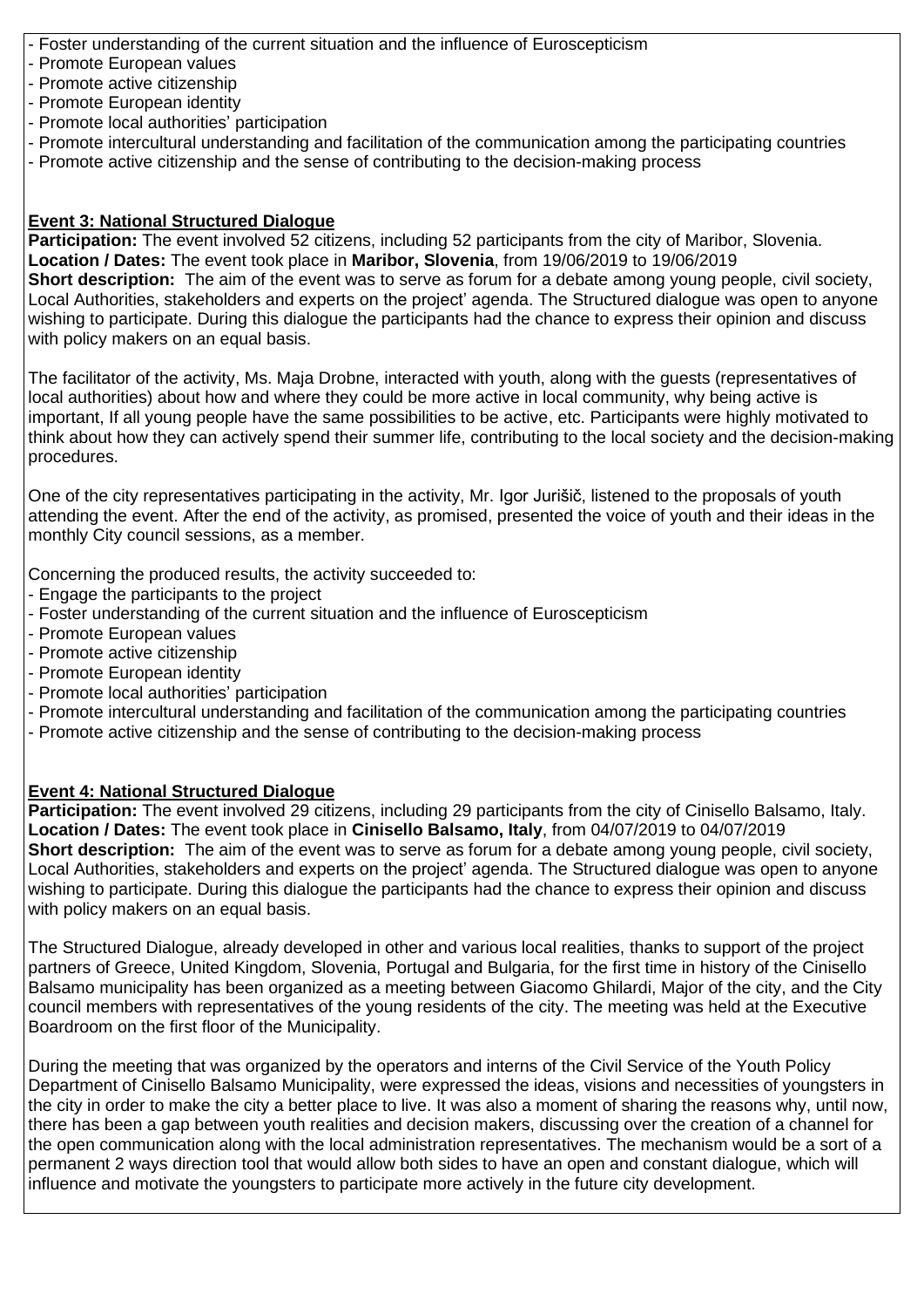- Foster understanding of the current situation and the influence of Euroscepticism
- Promote European values
- Promote active citizenship
- Promote European identity
- Promote local authorities' participation
- Promote intercultural understanding and facilitation of the communication among the participating countries
- Promote active citizenship and the sense of contributing to the decision-making process

**Event 3: National Structured Dialogue**

**Participation:** The event involved 52 citizens, including 52 participants from the city of Maribor, Slovenia.
**Location / Dates:** The event took place in **Maribor, Slovenia**, from 19/06/2019 to 19/06/2019
**Short description:** The aim of the event was to serve as forum for a debate among young people, civil society, Local Authorities, stakeholders and experts on the project' agenda. The Structured dialogue was open to anyone wishing to participate. During this dialogue the participants had the chance to express their opinion and discuss with policy makers on an equal basis.

The facilitator of the activity, Ms. Maja Drobne, interacted with youth, along with the guests (representatives of local authorities) about how and where they could be more active in local community, why being active is important, If all young people have the same possibilities to be active, etc. Participants were highly motivated to think about how they can actively spend their summer life, contributing to the local society and the decision-making procedures.

One of the city representatives participating in the activity, Mr. Igor Jurišič, listened to the proposals of youth attending the event. After the end of the activity, as promised, presented the voice of youth and their ideas in the monthly City council sessions, as a member.

Concerning the produced results, the activity succeeded to:
- Engage the participants to the project
- Foster understanding of the current situation and the influence of Euroscepticism
- Promote European values
- Promote active citizenship
- Promote European identity
- Promote local authorities' participation
- Promote intercultural understanding and facilitation of the communication among the participating countries
- Promote active citizenship and the sense of contributing to the decision-making process

**Event 4: National Structured Dialogue**

**Participation:** The event involved 29 citizens, including 29 participants from the city of Cinisello Balsamo, Italy.
**Location / Dates:** The event took place in **Cinisello Balsamo, Italy**, from 04/07/2019 to 04/07/2019
**Short description:** The aim of the event was to serve as forum for a debate among young people, civil society, Local Authorities, stakeholders and experts on the project' agenda. The Structured dialogue was open to anyone wishing to participate. During this dialogue the participants had the chance to express their opinion and discuss with policy makers on an equal basis.

The Structured Dialogue, already developed in other and various local realities, thanks to support of the project partners of Greece, United Kingdom, Slovenia, Portugal and Bulgaria, for the first time in history of the Cinisello Balsamo municipality has been organized as a meeting between Giacomo Ghilardi, Major of the city, and the City council members with representatives of the young residents of the city. The meeting was held at the Executive Boardroom on the first floor of the Municipality.

During the meeting that was organized by the operators and interns of the Civil Service of the Youth Policy Department of Cinisello Balsamo Municipality, were expressed the ideas, visions and necessities of youngsters in the city in order to make the city a better place to live. It was also a moment of sharing the reasons why, until now, there has been a gap between youth realities and decision makers, discussing over the creation of a channel for the open communication along with the local administration representatives. The mechanism would be a sort of a permanent 2 ways direction tool that would allow both sides to have an open and constant dialogue, which will influence and motivate the youngsters to participate more actively in the future city development.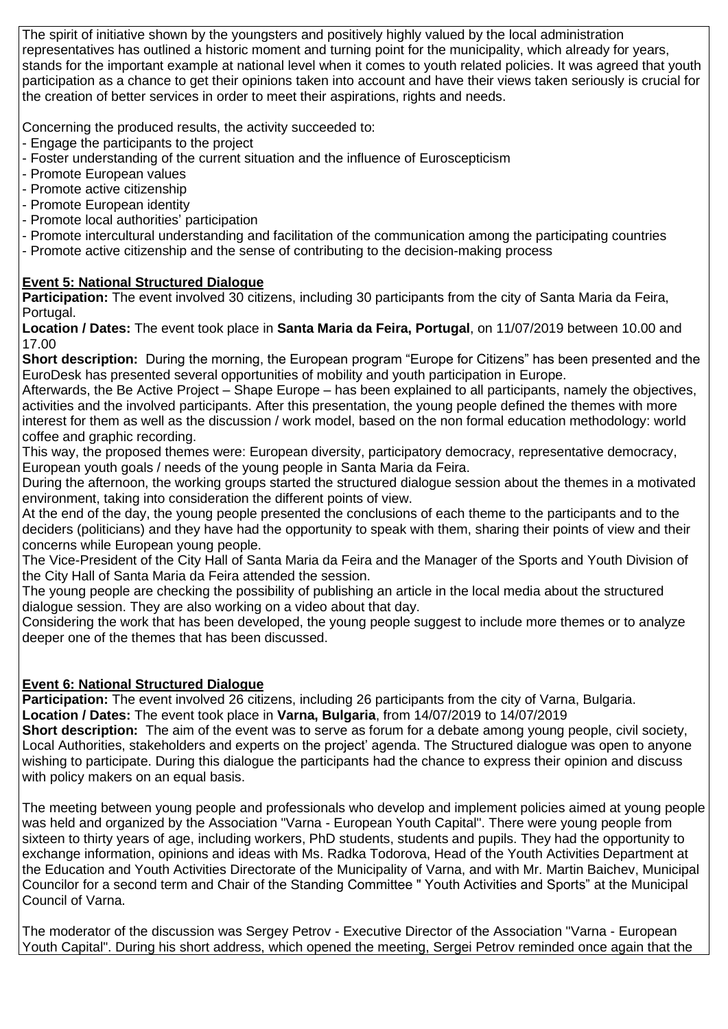The spirit of initiative shown by the youngsters and positively highly valued by the local administration representatives has outlined a historic moment and turning point for the municipality, which already for years, stands for the important example at national level when it comes to youth related policies. It was agreed that youth participation as a chance to get their opinions taken into account and have their views taken seriously is crucial for the creation of better services in order to meet their aspirations, rights and needs.

Concerning the produced results, the activity succeeded to:

- Engage the participants to the project
- Foster understanding of the current situation and the influence of Euroscepticism
- Promote European values
- Promote active citizenship
- Promote European identity
- Promote local authorities' participation
- Promote intercultural understanding and facilitation of the communication among the participating countries
- Promote active citizenship and the sense of contributing to the decision-making process

**Event 5: National Structured Dialogue**

**Participation:** The event involved 30 citizens, including 30 participants from the city of Santa Maria da Feira, Portugal.

**Location / Dates:** The event took place in **Santa Maria da Feira, Portugal**, on 11/07/2019 between 10.00 and 17.00

**Short description:** During the morning, the European program "Europe for Citizens" has been presented and the EuroDesk has presented several opportunities of mobility and youth participation in Europe.

Afterwards, the Be Active Project – Shape Europe – has been explained to all participants, namely the objectives, activities and the involved participants. After this presentation, the young people defined the themes with more interest for them as well as the discussion / work model, based on the non formal education methodology: world coffee and graphic recording.

This way, the proposed themes were: European diversity, participatory democracy, representative democracy, European youth goals / needs of the young people in Santa Maria da Feira.

During the afternoon, the working groups started the structured dialogue session about the themes in a motivated environment, taking into consideration the different points of view.

At the end of the day, the young people presented the conclusions of each theme to the participants and to the deciders (politicians) and they have had the opportunity to speak with them, sharing their points of view and their concerns while European young people.

The Vice-President of the City Hall of Santa Maria da Feira and the Manager of the Sports and Youth Division of the City Hall of Santa Maria da Feira attended the session.

The young people are checking the possibility of publishing an article in the local media about the structured dialogue session. They are also working on a video about that day.

Considering the work that has been developed, the young people suggest to include more themes or to analyze deeper one of the themes that has been discussed.

**Event 6: National Structured Dialogue**

**Participation:** The event involved 26 citizens, including 26 participants from the city of Varna, Bulgaria.

**Location / Dates:** The event took place in **Varna, Bulgaria**, from 14/07/2019 to 14/07/2019

**Short description:** The aim of the event was to serve as forum for a debate among young people, civil society, Local Authorities, stakeholders and experts on the project' agenda. The Structured dialogue was open to anyone wishing to participate. During this dialogue the participants had the chance to express their opinion and discuss with policy makers on an equal basis.

The meeting between young people and professionals who develop and implement policies aimed at young people was held and organized by the Association "Varna - European Youth Capital". There were young people from sixteen to thirty years of age, including workers, PhD students, students and pupils. They had the opportunity to exchange information, opinions and ideas with Ms. Radka Todorova, Head of the Youth Activities Department at the Education and Youth Activities Directorate of the Municipality of Varna, and with Mr. Martin Baichev, Municipal Councilor for a second term and Chair of the Standing Committee " Youth Activities and Sports" at the Municipal Council of Varna.

The moderator of the discussion was Sergey Petrov - Executive Director of the Association "Varna - European Youth Capital". During his short address, which opened the meeting, Sergei Petrov reminded once again that the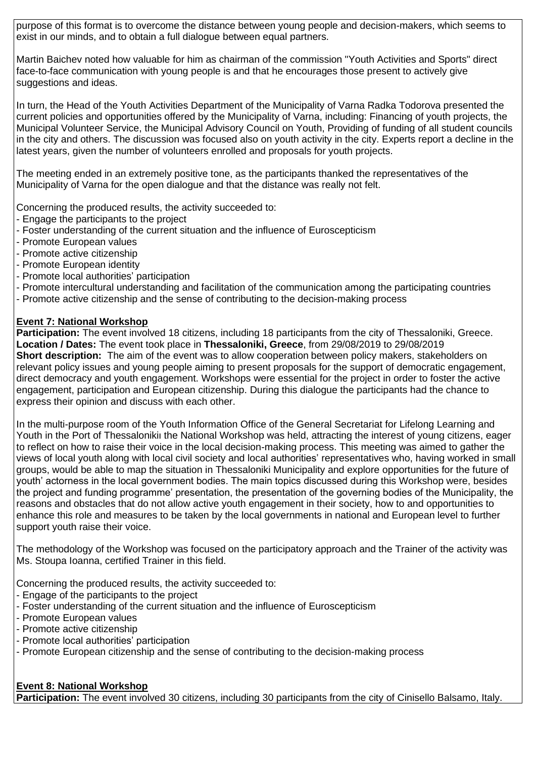purpose of this format is to overcome the distance between young people and decision-makers, which seems to exist in our minds, and to obtain a full dialogue between equal partners.

Martin Baichev noted how valuable for him as chairman of the commission "Youth Activities and Sports" direct face-to-face communication with young people is and that he encourages those present to actively give suggestions and ideas.

In turn, the Head of the Youth Activities Department of the Municipality of Varna Radka Todorova presented the current policies and opportunities offered by the Municipality of Varna, including: Financing of youth projects, the Municipal Volunteer Service, the Municipal Advisory Council on Youth, Providing of funding of all student councils in the city and others. The discussion was focused also on youth activity in the city. Experts report a decline in the latest years, given the number of volunteers enrolled and proposals for youth projects.

The meeting ended in an extremely positive tone, as the participants thanked the representatives of the Municipality of Varna for the open dialogue and that the distance was really not felt.

Concerning the produced results, the activity succeeded to:
- Engage the participants to the project
- Foster understanding of the current situation and the influence of Euroscepticism
- Promote European values
- Promote active citizenship
- Promote European identity
- Promote local authorities' participation
- Promote intercultural understanding and facilitation of the communication among the participating countries
- Promote active citizenship and the sense of contributing to the decision-making process

**Event 7: National Workshop**

**Participation:** The event involved 18 citizens, including 18 participants from the city of Thessaloniki, Greece.
**Location / Dates:** The event took place in **Thessaloniki, Greece**, from 29/08/2019 to 29/08/2019
**Short description:** The aim of the event was to allow cooperation between policy makers, stakeholders on relevant policy issues and young people aiming to present proposals for the support of democratic engagement, direct democracy and youth engagement. Workshops were essential for the project in order to foster the active engagement, participation and European citizenship. During this dialogue the participants had the chance to express their opinion and discuss with each other.

In the multi-purpose room of the Youth Information Office of the General Secretariat for Lifelong Learning and Youth in the Port of Thessalonikiı the National Workshop was held, attracting the interest of young citizens, eager to reflect on how to raise their voice in the local decision-making process. This meeting was aimed to gather the views of local youth along with local civil society and local authorities' representatives who, having worked in small groups, would be able to map the situation in Thessaloniki Municipality and explore opportunities for the future of youth' actorness in the local government bodies. The main topics discussed during this Workshop were, besides the project and funding programme' presentation, the presentation of the governing bodies of the Municipality, the reasons and obstacles that do not allow active youth engagement in their society, how to and opportunities to enhance this role and measures to be taken by the local governments in national and European level to further support youth raise their voice.

The methodology of the Workshop was focused on the participatory approach and the Trainer of the activity was Ms. Stoupa Ioanna, certified Trainer in this field.

Concerning the produced results, the activity succeeded to:
- Engage of the participants to the project
- Foster understanding of the current situation and the influence of Euroscepticism
- Promote European values
- Promote active citizenship
- Promote local authorities' participation
- Promote European citizenship and the sense of contributing to the decision-making process

**Event 8: National Workshop**

**Participation:** The event involved 30 citizens, including 30 participants from the city of Cinisello Balsamo, Italy.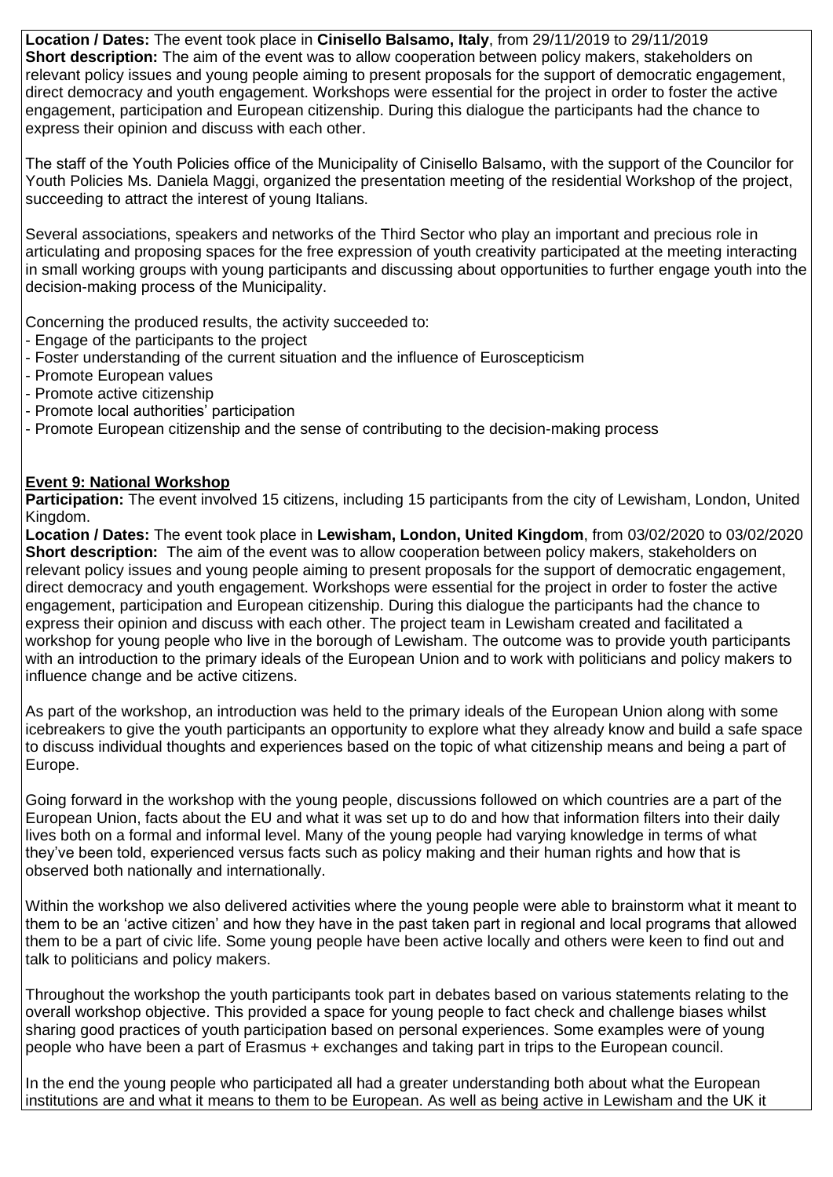**Location / Dates:** The event took place in **Cinisello Balsamo, Italy**, from 29/11/2019 to 29/11/2019

**Short description:** The aim of the event was to allow cooperation between policy makers, stakeholders on relevant policy issues and young people aiming to present proposals for the support of democratic engagement, direct democracy and youth engagement. Workshops were essential for the project in order to foster the active engagement, participation and European citizenship. During this dialogue the participants had the chance to express their opinion and discuss with each other.

The staff of the Youth Policies office of the Municipality of Cinisello Balsamo, with the support of the Councilor for Youth Policies Ms. Daniela Maggi, organized the presentation meeting of the residential Workshop of the project, succeeding to attract the interest of young Italians.

Several associations, speakers and networks of the Third Sector who play an important and precious role in articulating and proposing spaces for the free expression of youth creativity participated at the meeting interacting in small working groups with young participants and discussing about opportunities to further engage youth into the decision-making process of the Municipality.

Concerning the produced results, the activity succeeded to:

- Engage of the participants to the project
- Foster understanding of the current situation and the influence of Euroscepticism
- Promote European values
- Promote active citizenship
- Promote local authorities' participation
- Promote European citizenship and the sense of contributing to the decision-making process

**Event 9: National Workshop**

**Participation:** The event involved 15 citizens, including 15 participants from the city of Lewisham, London, United Kingdom.

**Location / Dates:** The event took place in **Lewisham, London, United Kingdom**, from 03/02/2020 to 03/02/2020

**Short description:** The aim of the event was to allow cooperation between policy makers, stakeholders on relevant policy issues and young people aiming to present proposals for the support of democratic engagement, direct democracy and youth engagement. Workshops were essential for the project in order to foster the active engagement, participation and European citizenship. During this dialogue the participants had the chance to express their opinion and discuss with each other. The project team in Lewisham created and facilitated a workshop for young people who live in the borough of Lewisham. The outcome was to provide youth participants with an introduction to the primary ideals of the European Union and to work with politicians and policy makers to influence change and be active citizens.

As part of the workshop, an introduction was held to the primary ideals of the European Union along with some icebreakers to give the youth participants an opportunity to explore what they already know and build a safe space to discuss individual thoughts and experiences based on the topic of what citizenship means and being a part of Europe.

Going forward in the workshop with the young people, discussions followed on which countries are a part of the European Union, facts about the EU and what it was set up to do and how that information filters into their daily lives both on a formal and informal level. Many of the young people had varying knowledge in terms of what they've been told, experienced versus facts such as policy making and their human rights and how that is observed both nationally and internationally.

Within the workshop we also delivered activities where the young people were able to brainstorm what it meant to them to be an 'active citizen' and how they have in the past taken part in regional and local programs that allowed them to be a part of civic life. Some young people have been active locally and others were keen to find out and talk to politicians and policy makers.

Throughout the workshop the youth participants took part in debates based on various statements relating to the overall workshop objective. This provided a space for young people to fact check and challenge biases whilst sharing good practices of youth participation based on personal experiences. Some examples were of young people who have been a part of Erasmus + exchanges and taking part in trips to the European council.

In the end the young people who participated all had a greater understanding both about what the European institutions are and what it means to them to be European. As well as being active in Lewisham and the UK it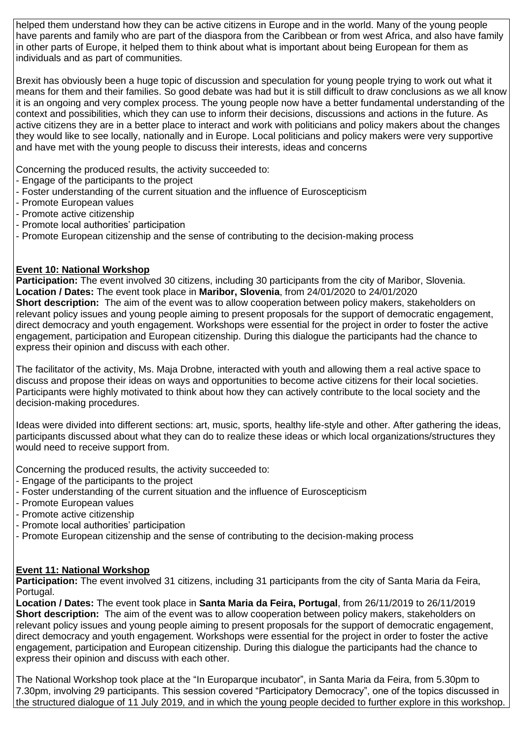helped them understand how they can be active citizens in Europe and in the world. Many of the young people have parents and family who are part of the diaspora from the Caribbean or from west Africa, and also have family in other parts of Europe, it helped them to think about what is important about being European for them as individuals and as part of communities.

Brexit has obviously been a huge topic of discussion and speculation for young people trying to work out what it means for them and their families. So good debate was had but it is still difficult to draw conclusions as we all know it is an ongoing and very complex process. The young people now have a better fundamental understanding of the context and possibilities, which they can use to inform their decisions, discussions and actions in the future. As active citizens they are in a better place to interact and work with politicians and policy makers about the changes they would like to see locally, nationally and in Europe. Local politicians and policy makers were very supportive and have met with the young people to discuss their interests, ideas and concerns

Concerning the produced results, the activity succeeded to:
- Engage of the participants to the project
- Foster understanding of the current situation and the influence of Euroscepticism
- Promote European values
- Promote active citizenship
- Promote local authorities' participation
- Promote European citizenship and the sense of contributing to the decision-making process

**Event 10: National Workshop**

**Participation:** The event involved 30 citizens, including 30 participants from the city of Maribor, Slovenia.
**Location / Dates:** The event took place in **Maribor, Slovenia**, from 24/01/2020 to 24/01/2020
**Short description:** The aim of the event was to allow cooperation between policy makers, stakeholders on relevant policy issues and young people aiming to present proposals for the support of democratic engagement, direct democracy and youth engagement. Workshops were essential for the project in order to foster the active engagement, participation and European citizenship. During this dialogue the participants had the chance to express their opinion and discuss with each other.

The facilitator of the activity, Ms. Maja Drobne, interacted with youth and allowing them a real active space to discuss and propose their ideas on ways and opportunities to become active citizens for their local societies. Participants were highly motivated to think about how they can actively contribute to the local society and the decision-making procedures.

Ideas were divided into different sections: art, music, sports, healthy life-style and other. After gathering the ideas, participants discussed about what they can do to realize these ideas or which local organizations/structures they would need to receive support from.

Concerning the produced results, the activity succeeded to:
- Engage of the participants to the project
- Foster understanding of the current situation and the influence of Euroscepticism
- Promote European values
- Promote active citizenship
- Promote local authorities' participation
- Promote European citizenship and the sense of contributing to the decision-making process

**Event 11: National Workshop**

**Participation:** The event involved 31 citizens, including 31 participants from the city of Santa Maria da Feira, Portugal.
**Location / Dates:** The event took place in **Santa Maria da Feira, Portugal**, from 26/11/2019 to 26/11/2019
**Short description:** The aim of the event was to allow cooperation between policy makers, stakeholders on relevant policy issues and young people aiming to present proposals for the support of democratic engagement, direct democracy and youth engagement. Workshops were essential for the project in order to foster the active engagement, participation and European citizenship. During this dialogue the participants had the chance to express their opinion and discuss with each other.

The National Workshop took place at the "In Europarque incubator", in Santa Maria da Feira, from 5.30pm to 7.30pm, involving 29 participants. This session covered "Participatory Democracy", one of the topics discussed in the structured dialogue of 11 July 2019, and in which the young people decided to further explore in this workshop.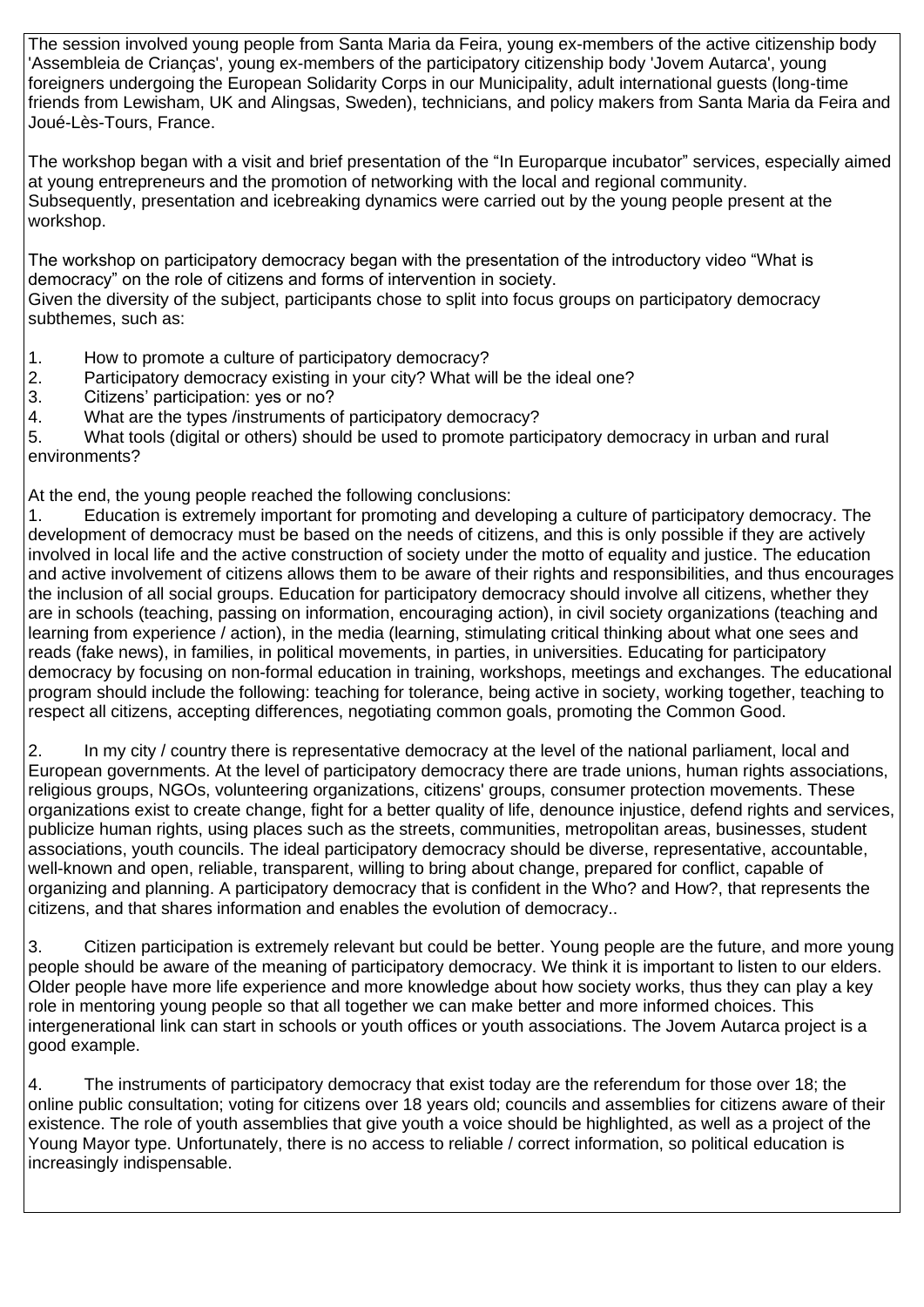The session involved young people from Santa Maria da Feira, young ex-members of the active citizenship body 'Assembleia de Crianças', young ex-members of the participatory citizenship body 'Jovem Autarca', young foreigners undergoing the European Solidarity Corps in our Municipality, adult international guests (long-time friends from Lewisham, UK and Alingsas, Sweden), technicians, and policy makers from Santa Maria da Feira and Joué-Lès-Tours, France.

The workshop began with a visit and brief presentation of the "In Europarque incubator" services, especially aimed at young entrepreneurs and the promotion of networking with the local and regional community.
Subsequently, presentation and icebreaking dynamics were carried out by the young people present at the workshop.

The workshop on participatory democracy began with the presentation of the introductory video "What is democracy" on the role of citizens and forms of intervention in society.
Given the diversity of the subject, participants chose to split into focus groups on participatory democracy subthemes, such as:

1. How to promote a culture of participatory democracy?
2. Participatory democracy existing in your city? What will be the ideal one?
3. Citizens' participation: yes or no?
4. What are the types /instruments of participatory democracy?
5. What tools (digital or others) should be used to promote participatory democracy in urban and rural environments?

At the end, the young people reached the following conclusions:

1. Education is extremely important for promoting and developing a culture of participatory democracy. The development of democracy must be based on the needs of citizens, and this is only possible if they are actively involved in local life and the active construction of society under the motto of equality and justice. The education and active involvement of citizens allows them to be aware of their rights and responsibilities, and thus encourages the inclusion of all social groups. Education for participatory democracy should involve all citizens, whether they are in schools (teaching, passing on information, encouraging action), in civil society organizations (teaching and learning from experience / action), in the media (learning, stimulating critical thinking about what one sees and reads (fake news), in families, in political movements, in parties, in universities. Educating for participatory democracy by focusing on non-formal education in training, workshops, meetings and exchanges. The educational program should include the following: teaching for tolerance, being active in society, working together, teaching to respect all citizens, accepting differences, negotiating common goals, promoting the Common Good.

2. In my city / country there is representative democracy at the level of the national parliament, local and European governments. At the level of participatory democracy there are trade unions, human rights associations, religious groups, NGOs, volunteering organizations, citizens' groups, consumer protection movements. These organizations exist to create change, fight for a better quality of life, denounce injustice, defend rights and services, publicize human rights, using places such as the streets, communities, metropolitan areas, businesses, student associations, youth councils. The ideal participatory democracy should be diverse, representative, accountable, well-known and open, reliable, transparent, willing to bring about change, prepared for conflict, capable of organizing and planning. A participatory democracy that is confident in the Who? and How?, that represents the citizens, and that shares information and enables the evolution of democracy..

3. Citizen participation is extremely relevant but could be better. Young people are the future, and more young people should be aware of the meaning of participatory democracy. We think it is important to listen to our elders. Older people have more life experience and more knowledge about how society works, thus they can play a key role in mentoring young people so that all together we can make better and more informed choices. This intergenerational link can start in schools or youth offices or youth associations. The Jovem Autarca project is a good example.

4. The instruments of participatory democracy that exist today are the referendum for those over 18; the online public consultation; voting for citizens over 18 years old; councils and assemblies for citizens aware of their existence. The role of youth assemblies that give youth a voice should be highlighted, as well as a project of the Young Mayor type. Unfortunately, there is no access to reliable / correct information, so political education is increasingly indispensable.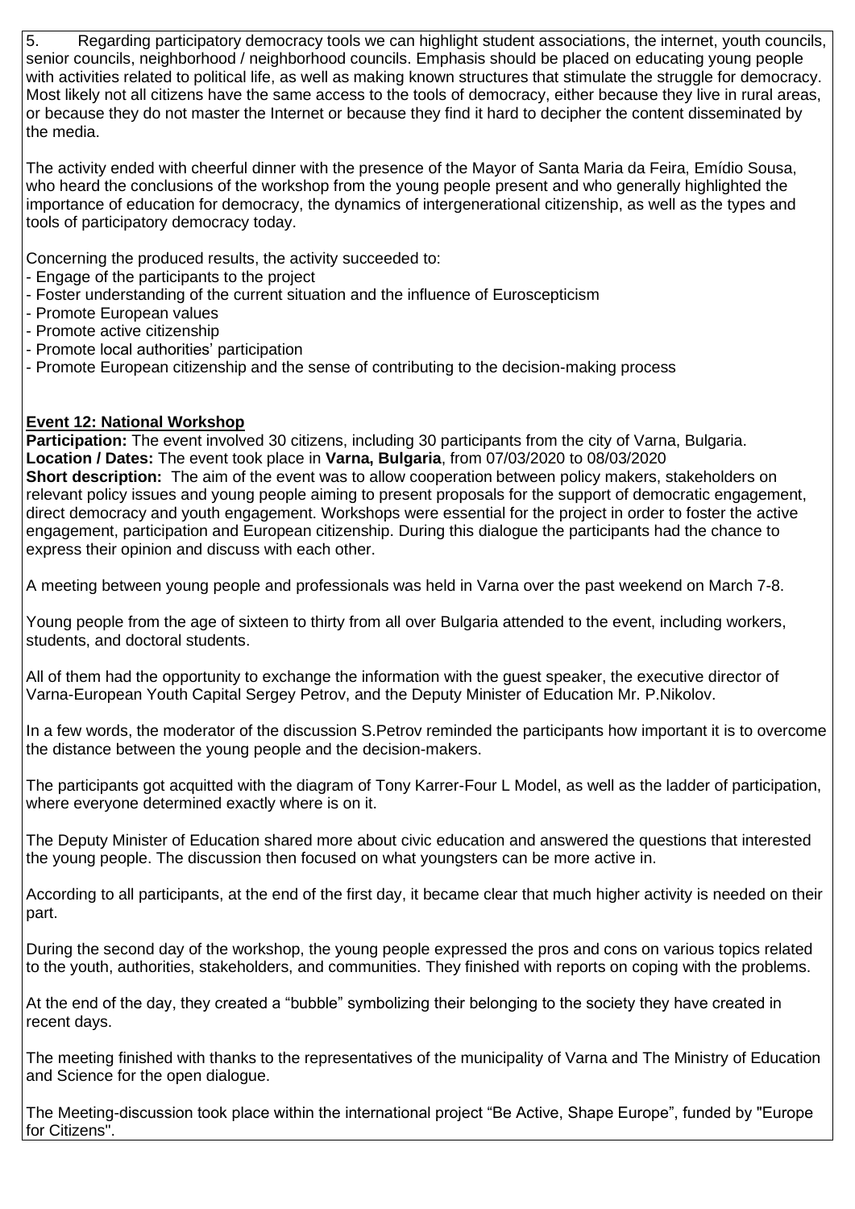5. Regarding participatory democracy tools we can highlight student associations, the internet, youth councils, senior councils, neighborhood / neighborhood councils. Emphasis should be placed on educating young people with activities related to political life, as well as making known structures that stimulate the struggle for democracy. Most likely not all citizens have the same access to the tools of democracy, either because they live in rural areas, or because they do not master the Internet or because they find it hard to decipher the content disseminated by the media.

The activity ended with cheerful dinner with the presence of the Mayor of Santa Maria da Feira, Emídio Sousa, who heard the conclusions of the workshop from the young people present and who generally highlighted the importance of education for democracy, the dynamics of intergenerational citizenship, as well as the types and tools of participatory democracy today.

Concerning the produced results, the activity succeeded to:
- Engage of the participants to the project
- Foster understanding of the current situation and the influence of Euroscepticism
- Promote European values
- Promote active citizenship
- Promote local authorities' participation
- Promote European citizenship and the sense of contributing to the decision-making process

**Event 12: National Workshop**

**Participation:** The event involved 30 citizens, including 30 participants from the city of Varna, Bulgaria.
**Location / Dates:** The event took place in **Varna, Bulgaria**, from 07/03/2020 to 08/03/2020
**Short description:** The aim of the event was to allow cooperation between policy makers, stakeholders on relevant policy issues and young people aiming to present proposals for the support of democratic engagement, direct democracy and youth engagement. Workshops were essential for the project in order to foster the active engagement, participation and European citizenship. During this dialogue the participants had the chance to express their opinion and discuss with each other.

A meeting between young people and professionals was held in Varna over the past weekend on March 7-8.

Young people from the age of sixteen to thirty from all over Bulgaria attended to the event, including workers, students, and doctoral students.

All of them had the opportunity to exchange the information with the guest speaker, the executive director of Varna-European Youth Capital Sergey Petrov, and the Deputy Minister of Education Mr. P.Nikolov.

In a few words, the moderator of the discussion S.Petrov reminded the participants how important it is to overcome the distance between the young people and the decision-makers.

The participants got acquitted with the diagram of Tony Karrer-Four L Model, as well as the ladder of participation, where everyone determined exactly where is on it.

The Deputy Minister of Education shared more about civic education and answered the questions that interested the young people. The discussion then focused on what youngsters can be more active in.

According to all participants, at the end of the first day, it became clear that much higher activity is needed on their part.

During the second day of the workshop, the young people expressed the pros and cons on various topics related to the youth, authorities, stakeholders, and communities. They finished with reports on coping with the problems.

At the end of the day, they created a "bubble" symbolizing their belonging to the society they have created in recent days.

The meeting finished with thanks to the representatives of the municipality of Varna and The Ministry of Education and Science for the open dialogue.

The Meeting-discussion took place within the international project "Be Active, Shape Europe", funded by "Europe for Citizens".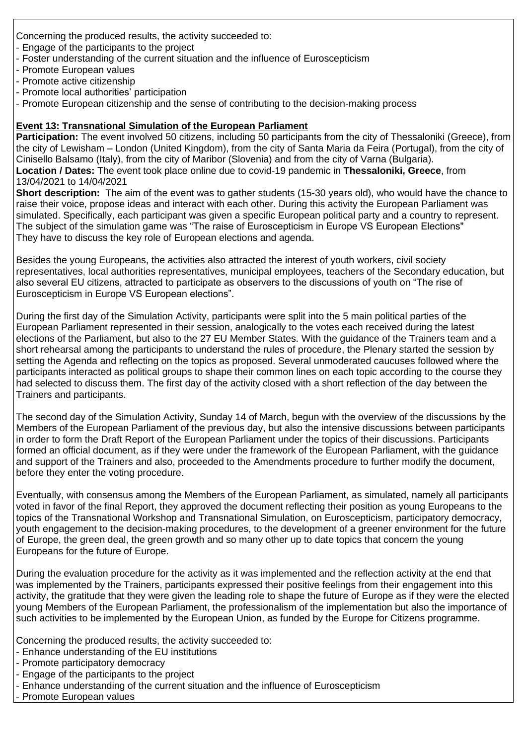Concerning the produced results, the activity succeeded to:

- Engage of the participants to the project
- Foster understanding of the current situation and the influence of Euroscepticism
- Promote European values
- Promote active citizenship
- Promote local authorities' participation
- Promote European citizenship and the sense of contributing to the decision-making process

**Event 13: Transnational Simulation of the European Parliament**

**Participation:** The event involved 50 citizens, including 50 participants from the city of Thessaloniki (Greece), from the city of Lewisham – London (United Kingdom), from the city of Santa Maria da Feira (Portugal), from the city of Cinisello Balsamo (Italy), from the city of Maribor (Slovenia) and from the city of Varna (Bulgaria).

**Location / Dates:** The event took place online due to covid-19 pandemic in **Thessaloniki, Greece**, from 13/04/2021 to 14/04/2021

**Short description:** The aim of the event was to gather students (15-30 years old), who would have the chance to raise their voice, propose ideas and interact with each other. During this activity the European Parliament was simulated. Specifically, each participant was given a specific European political party and a country to represent. The subject of the simulation game was "The raise of Euroscepticism in Europe VS European Elections" They have to discuss the key role of European elections and agenda.

Besides the young Europeans, the activities also attracted the interest of youth workers, civil society representatives, local authorities representatives, municipal employees, teachers of the Secondary education, but also several EU citizens, attracted to participate as observers to the discussions of youth on "The rise of Euroscepticism in Europe VS European elections".

During the first day of the Simulation Activity, participants were split into the 5 main political parties of the European Parliament represented in their session, analogically to the votes each received during the latest elections of the Parliament, but also to the 27 EU Member States. With the guidance of the Trainers team and a short rehearsal among the participants to understand the rules of procedure, the Plenary started the session by setting the Agenda and reflecting on the topics as proposed. Several unmoderated caucuses followed where the participants interacted as political groups to shape their common lines on each topic according to the course they had selected to discuss them. The first day of the activity closed with a short reflection of the day between the Trainers and participants.

The second day of the Simulation Activity, Sunday 14 of March, begun with the overview of the discussions by the Members of the European Parliament of the previous day, but also the intensive discussions between participants in order to form the Draft Report of the European Parliament under the topics of their discussions. Participants formed an official document, as if they were under the framework of the European Parliament, with the guidance and support of the Trainers and also, proceeded to the Amendments procedure to further modify the document, before they enter the voting procedure.

Eventually, with consensus among the Members of the European Parliament, as simulated, namely all participants voted in favor of the final Report, they approved the document reflecting their position as young Europeans to the topics of the Transnational Workshop and Transnational Simulation, on Euroscepticism, participatory democracy, youth engagement to the decision-making procedures, to the development of a greener environment for the future of Europe, the green deal, the green growth and so many other up to date topics that concern the young Europeans for the future of Europe.

During the evaluation procedure for the activity as it was implemented and the reflection activity at the end that was implemented by the Trainers, participants expressed their positive feelings from their engagement into this activity, the gratitude that they were given the leading role to shape the future of Europe as if they were the elected young Members of the European Parliament, the professionalism of the implementation but also the importance of such activities to be implemented by the European Union, as funded by the Europe for Citizens programme.

Concerning the produced results, the activity succeeded to:

- Enhance understanding of the EU institutions
- Promote participatory democracy
- Engage of the participants to the project
- Enhance understanding of the current situation and the influence of Euroscepticism
- Promote European values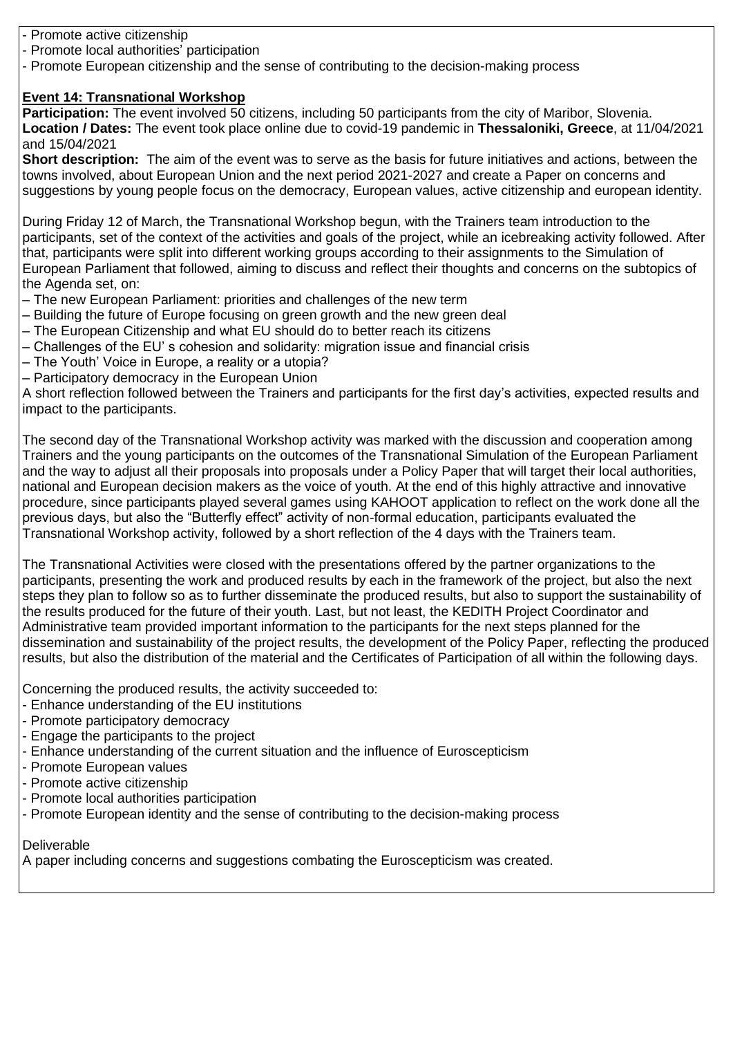- Promote active citizenship
- Promote local authorities' participation
- Promote European citizenship and the sense of contributing to the decision-making process

**Event 14: Transnational Workshop**

**Participation:** The event involved 50 citizens, including 50 participants from the city of Maribor, Slovenia.
**Location / Dates:** The event took place online due to covid-19 pandemic in **Thessaloniki, Greece**, at 11/04/2021 and 15/04/2021
**Short description:** The aim of the event was to serve as the basis for future initiatives and actions, between the towns involved, about European Union and the next period 2021-2027 and create a Paper on concerns and suggestions by young people focus on the democracy, European values, active citizenship and european identity.

During Friday 12 of March, the Transnational Workshop begun, with the Trainers team introduction to the participants, set of the context of the activities and goals of the project, while an icebreaking activity followed. After that, participants were split into different working groups according to their assignments to the Simulation of European Parliament that followed, aiming to discuss and reflect their thoughts and concerns on the subtopics of the Agenda set, on:
– The new European Parliament: priorities and challenges of the new term
– Building the future of Europe focusing on green growth and the new green deal
– The European Citizenship and what EU should do to better reach its citizens
– Challenges of the EU' s cohesion and solidarity: migration issue and financial crisis
– The Youth' Voice in Europe, a reality or a utopia?
– Participatory democracy in the European Union
A short reflection followed between the Trainers and participants for the first day's activities, expected results and impact to the participants.

The second day of the Transnational Workshop activity was marked with the discussion and cooperation among Trainers and the young participants on the outcomes of the Transnational Simulation of the European Parliament and the way to adjust all their proposals into proposals under a Policy Paper that will target their local authorities, national and European decision makers as the voice of youth. At the end of this highly attractive and innovative procedure, since participants played several games using KAHOOT application to reflect on the work done all the previous days, but also the "Butterfly effect" activity of non-formal education, participants evaluated the Transnational Workshop activity, followed by a short reflection of the 4 days with the Trainers team.

The Transnational Activities were closed with the presentations offered by the partner organizations to the participants, presenting the work and produced results by each in the framework of the project, but also the next steps they plan to follow so as to further disseminate the produced results, but also to support the sustainability of the results produced for the future of their youth. Last, but not least, the KEDITH Project Coordinator and Administrative team provided important information to the participants for the next steps planned for the dissemination and sustainability of the project results, the development of the Policy Paper, reflecting the produced results, but also the distribution of the material and the Certificates of Participation of all within the following days.

Concerning the produced results, the activity succeeded to:
- Enhance understanding of the EU institutions
- Promote participatory democracy
- Engage the participants to the project
- Enhance understanding of the current situation and the influence of Euroscepticism
- Promote European values
- Promote active citizenship
- Promote local authorities participation
- Promote European identity and the sense of contributing to the decision-making process

Deliverable
A paper including concerns and suggestions combating the Euroscepticism was created.